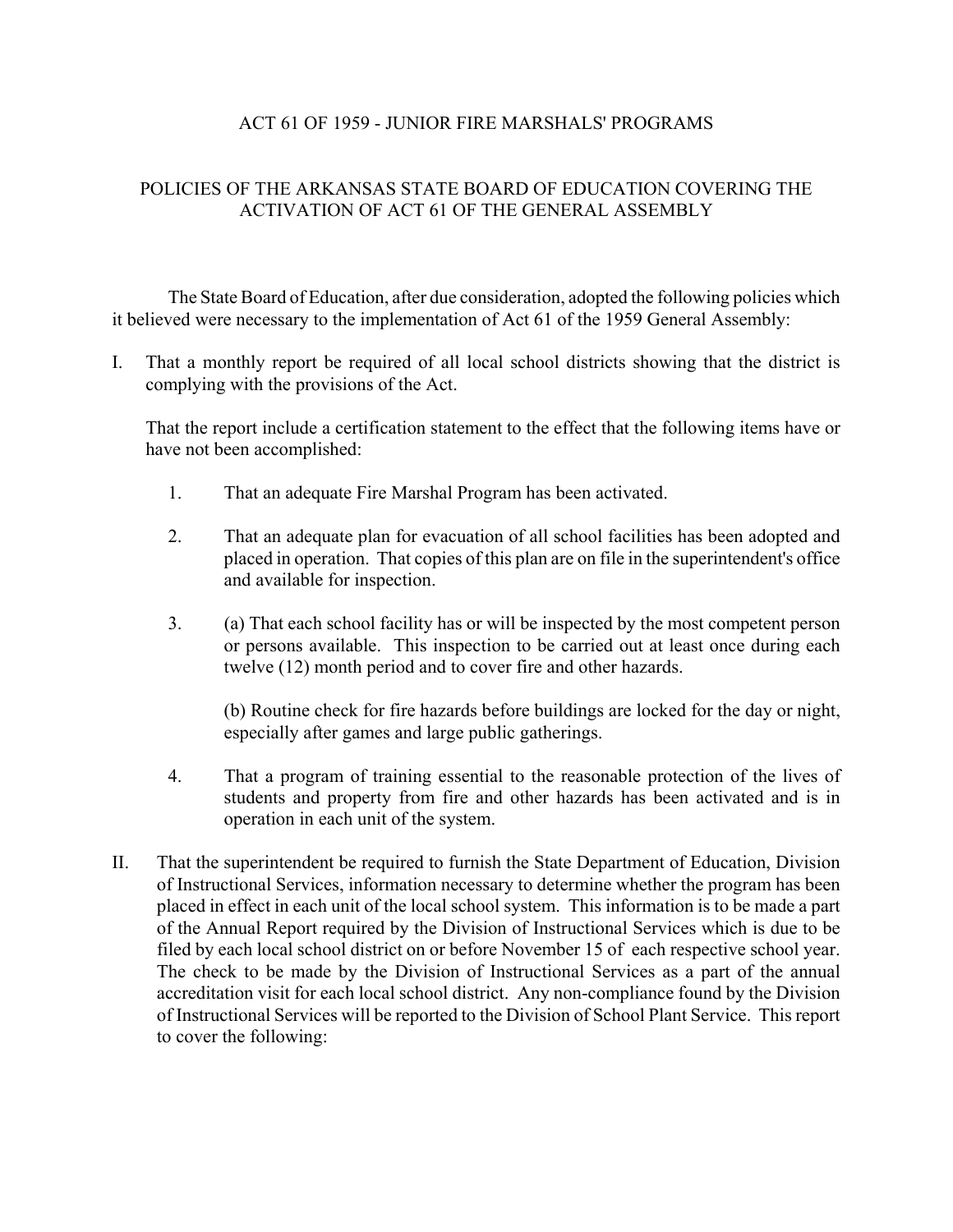# ACT 61 OF 1959 - JUNIOR FIRE MARSHALS' PROGRAMS

## POLICIES OF THE ARKANSAS STATE BOARD OF EDUCATION COVERING THE ACTIVATION OF ACT 61 OF THE GENERAL ASSEMBLY

The State Board of Education, after due consideration, adopted the following policies which it believed were necessary to the implementation of Act 61 of the 1959 General Assembly:

I. That a monthly report be required of all local school districts showing that the district is complying with the provisions of the Act.

   That the report include a certification statement to the effect that the following items have or have not been accomplished:

   1. That an adequate Fire Marshal Program has been activated.

   2. That an adequate plan for evacuation of all school facilities has been adopted and placed in operation. That copies of this plan are on file in the superintendent's office and available for inspection.

   3. (a) That each school facility has or will be inspected by the most competent person or persons available. This inspection to be carried out at least once during each twelve (12) month period and to cover fire and other hazards.

      (b) Routine check for fire hazards before buildings are locked for the day or night, especially after games and large public gatherings.

   4. That a program of training essential to the reasonable protection of the lives of students and property from fire and other hazards has been activated and is in operation in each unit of the system.

II. That the superintendent be required to furnish the State Department of Education, Division of Instructional Services, information necessary to determine whether the program has been placed in effect in each unit of the local school system. This information is to be made a part of the Annual Report required by the Division of Instructional Services which is due to be filed by each local school district on or before November 15 of each respective school year. The check to be made by the Division of Instructional Services as a part of the annual accreditation visit for each local school district. Any non-compliance found by the Division of Instructional Services will be reported to the Division of School Plant Service. This report to cover the following: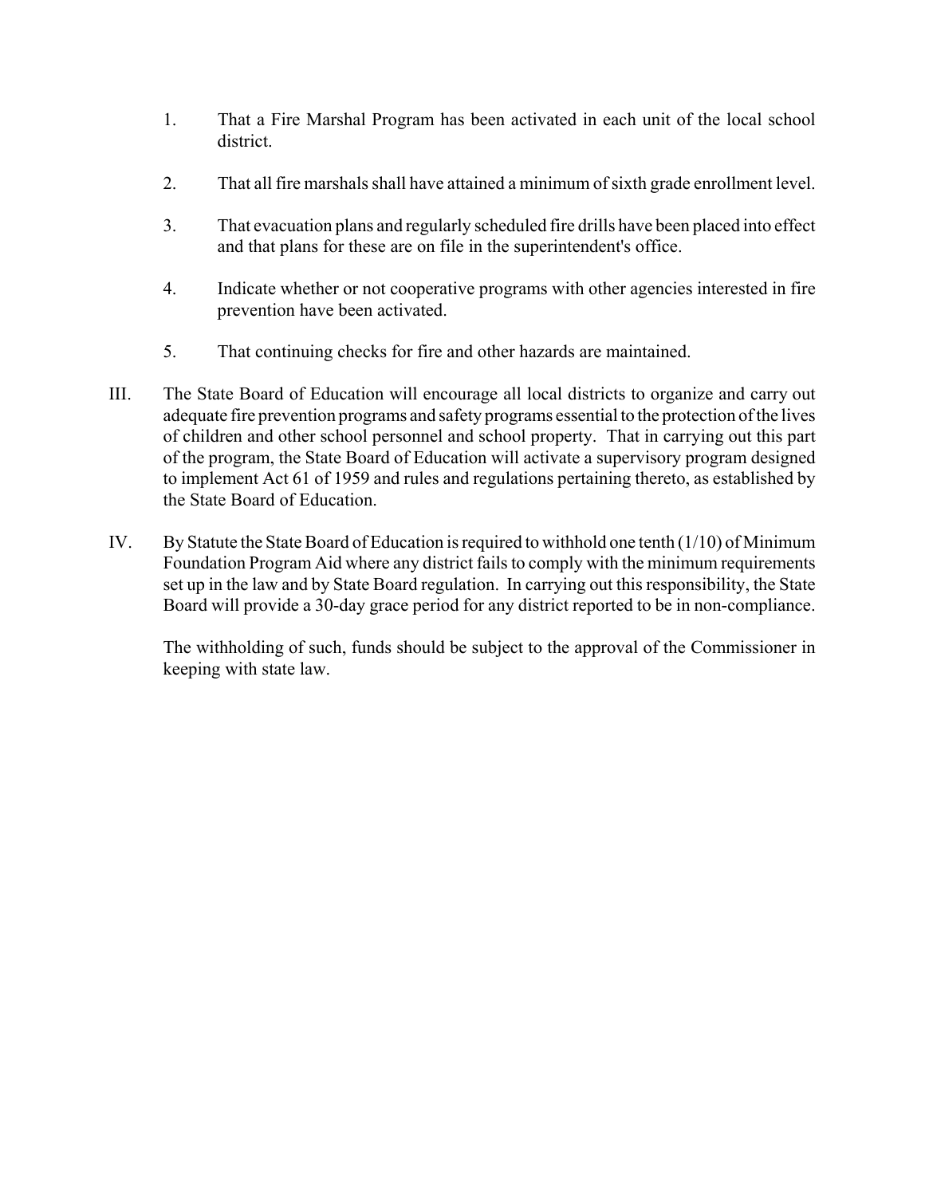1. That a Fire Marshal Program has been activated in each unit of the local school district.

2. That all fire marshals shall have attained a minimum of sixth grade enrollment level.

3. That evacuation plans and regularly scheduled fire drills have been placed into effect and that plans for these are on file in the superintendent's office.

4. Indicate whether or not cooperative programs with other agencies interested in fire prevention have been activated.

5. That continuing checks for fire and other hazards are maintained.

III. The State Board of Education will encourage all local districts to organize and carry out adequate fire prevention programs and safety programs essential to the protection of the lives of children and other school personnel and school property. That in carrying out this part of the program, the State Board of Education will activate a supervisory program designed to implement Act 61 of 1959 and rules and regulations pertaining thereto, as established by the State Board of Education.

IV. By Statute the State Board of Education is required to withhold one tenth (1/10) of Minimum Foundation Program Aid where any district fails to comply with the minimum requirements set up in the law and by State Board regulation. In carrying out this responsibility, the State Board will provide a 30-day grace period for any district reported to be in non-compliance.

The withholding of such, funds should be subject to the approval of the Commissioner in keeping with state law.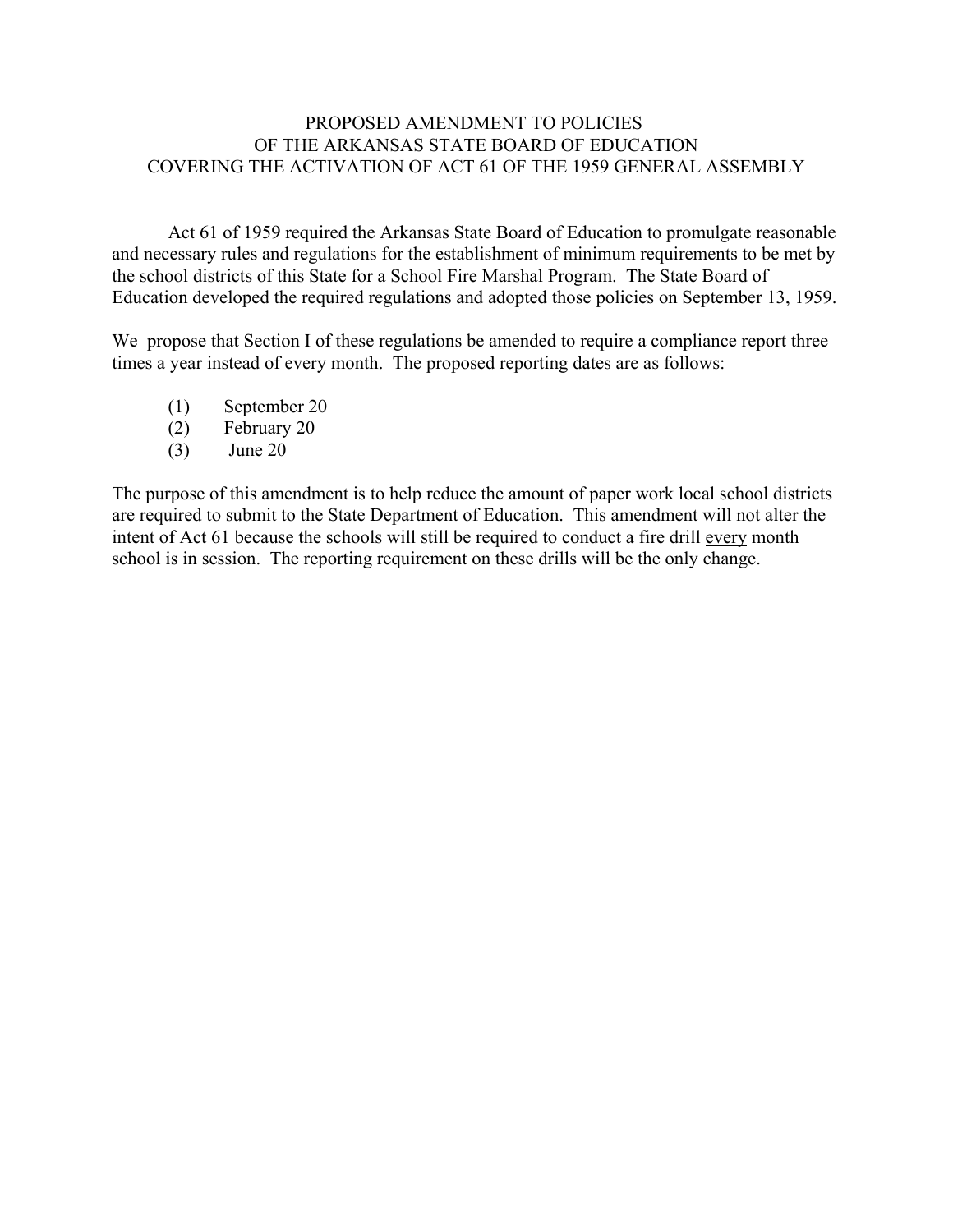# PROPOSED AMENDMENT TO POLICIES OF THE ARKANSAS STATE BOARD OF EDUCATION COVERING THE ACTIVATION OF ACT 61 OF THE 1959 GENERAL ASSEMBLY

Act 61 of 1959 required the Arkansas State Board of Education to promulgate reasonable and necessary rules and regulations for the establishment of minimum requirements to be met by the school districts of this State for a School Fire Marshal Program. The State Board of Education developed the required regulations and adopted those policies on September 13, 1959.

We propose that Section I of these regulations be amended to require a compliance report three times a year instead of every month. The proposed reporting dates are as follows:

(1) September 20
(2) February 20
(3) June 20

The purpose of this amendment is to help reduce the amount of paper work local school districts are required to submit to the State Department of Education. This amendment will not alter the intent of Act 61 because the schools will still be required to conduct a fire drill <u>every</u> month school is in session. The reporting requirement on these drills will be the only change.